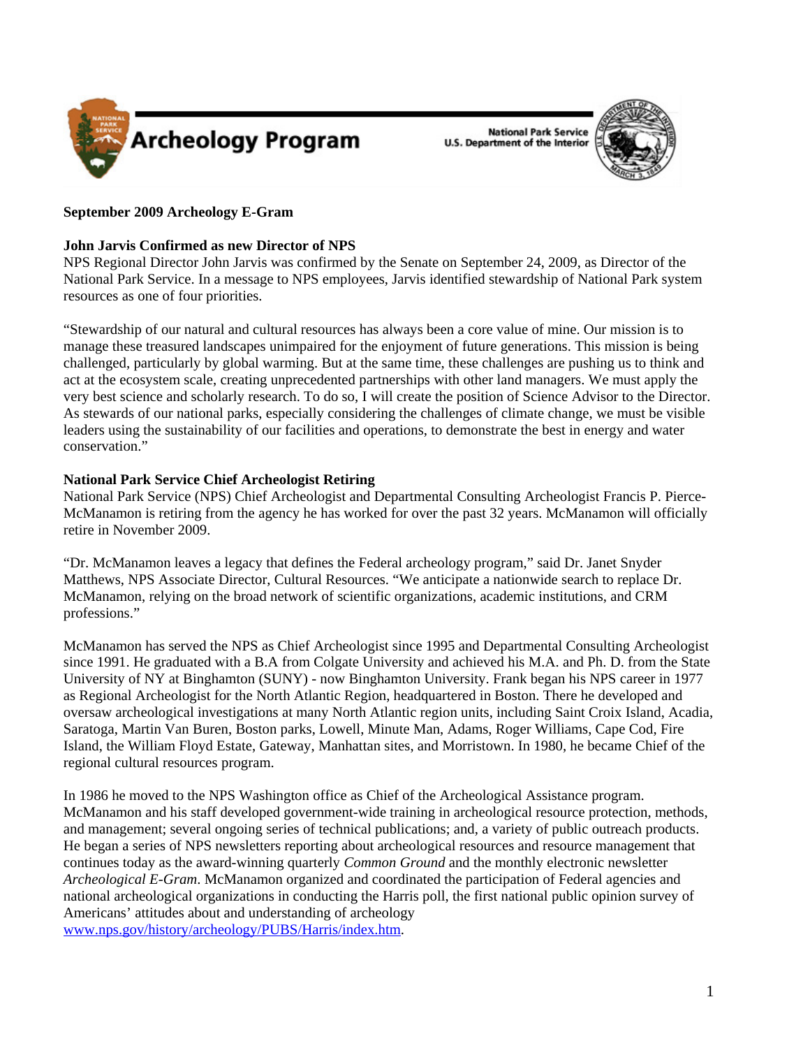Archeology Program

National Park Service
U.S. Department of the Interior

**September 2009 Archeology E-Gram**

**John Jarvis Confirmed as new Director of NPS**

NPS Regional Director John Jarvis was confirmed by the Senate on September 24, 2009, as Director of the National Park Service. In a message to NPS employees, Jarvis identified stewardship of National Park system resources as one of four priorities.

"Stewardship of our natural and cultural resources has always been a core value of mine. Our mission is to manage these treasured landscapes unimpaired for the enjoyment of future generations. This mission is being challenged, particularly by global warming. But at the same time, these challenges are pushing us to think and act at the ecosystem scale, creating unprecedented partnerships with other land managers. We must apply the very best science and scholarly research. To do so, I will create the position of Science Advisor to the Director. As stewards of our national parks, especially considering the challenges of climate change, we must be visible leaders using the sustainability of our facilities and operations, to demonstrate the best in energy and water conservation."

**National Park Service Chief Archeologist Retiring**

National Park Service (NPS) Chief Archeologist and Departmental Consulting Archeologist Francis P. Pierce-McManamon is retiring from the agency he has worked for over the past 32 years. McManamon will officially retire in November 2009.

"Dr. McManamon leaves a legacy that defines the Federal archeology program," said Dr. Janet Snyder Matthews, NPS Associate Director, Cultural Resources. "We anticipate a nationwide search to replace Dr. McManamon, relying on the broad network of scientific organizations, academic institutions, and CRM professions."

McManamon has served the NPS as Chief Archeologist since 1995 and Departmental Consulting Archeologist since 1991. He graduated with a B.A from Colgate University and achieved his M.A. and Ph. D. from the State University of NY at Binghamton (SUNY) - now Binghamton University. Frank began his NPS career in 1977 as Regional Archeologist for the North Atlantic Region, headquartered in Boston. There he developed and oversaw archeological investigations at many North Atlantic region units, including Saint Croix Island, Acadia, Saratoga, Martin Van Buren, Boston parks, Lowell, Minute Man, Adams, Roger Williams, Cape Cod, Fire Island, the William Floyd Estate, Gateway, Manhattan sites, and Morristown. In 1980, he became Chief of the regional cultural resources program.

In 1986 he moved to the NPS Washington office as Chief of the Archeological Assistance program. McManamon and his staff developed government-wide training in archeological resource protection, methods, and management; several ongoing series of technical publications; and, a variety of public outreach products. He began a series of NPS newsletters reporting about archeological resources and resource management that continues today as the award-winning quarterly *Common Ground* and the monthly electronic newsletter *Archeological E-Gram*. McManamon organized and coordinated the participation of Federal agencies and national archeological organizations in conducting the Harris poll, the first national public opinion survey of Americans' attitudes about and understanding of archeology www.nps.gov/history/archeology/PUBS/Harris/index.htm.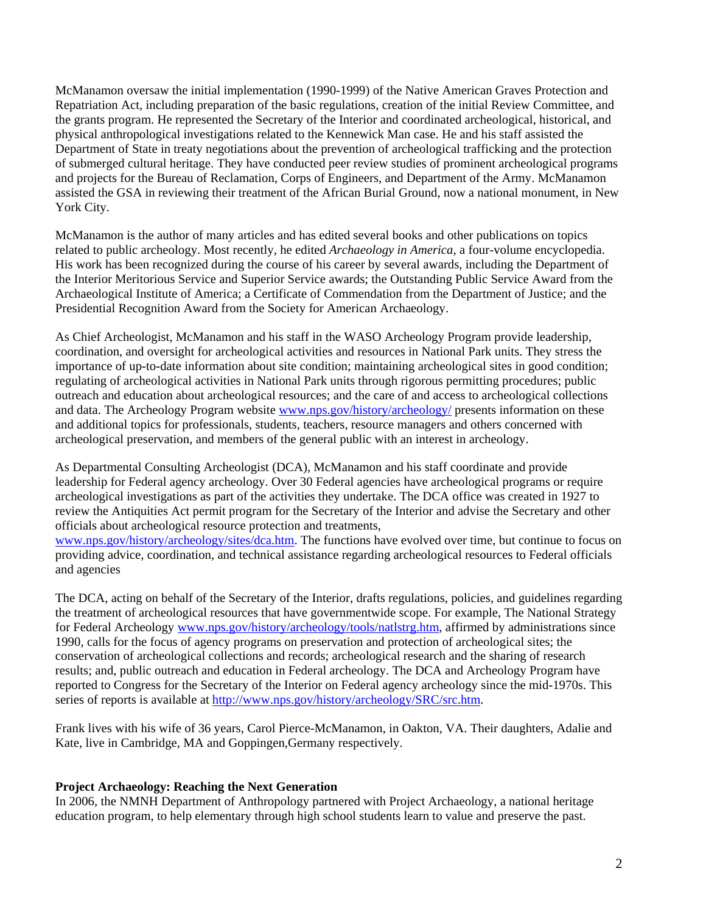McManamon oversaw the initial implementation (1990-1999) of the Native American Graves Protection and Repatriation Act, including preparation of the basic regulations, creation of the initial Review Committee, and the grants program. He represented the Secretary of the Interior and coordinated archeological, historical, and physical anthropological investigations related to the Kennewick Man case. He and his staff assisted the Department of State in treaty negotiations about the prevention of archeological trafficking and the protection of submerged cultural heritage. They have conducted peer review studies of prominent archeological programs and projects for the Bureau of Reclamation, Corps of Engineers, and Department of the Army. McManamon assisted the GSA in reviewing their treatment of the African Burial Ground, now a national monument, in New York City.

McManamon is the author of many articles and has edited several books and other publications on topics related to public archeology. Most recently, he edited *Archaeology in America*, a four-volume encyclopedia. His work has been recognized during the course of his career by several awards, including the Department of the Interior Meritorious Service and Superior Service awards; the Outstanding Public Service Award from the Archaeological Institute of America; a Certificate of Commendation from the Department of Justice; and the Presidential Recognition Award from the Society for American Archaeology.

As Chief Archeologist, McManamon and his staff in the WASO Archeology Program provide leadership, coordination, and oversight for archeological activities and resources in National Park units. They stress the importance of up-to-date information about site condition; maintaining archeological sites in good condition; regulating of archeological activities in National Park units through rigorous permitting procedures; public outreach and education about archeological resources; and the care of and access to archeological collections and data. The Archeology Program website www.nps.gov/history/archeology/ presents information on these and additional topics for professionals, students, teachers, resource managers and others concerned with archeological preservation, and members of the general public with an interest in archeology.

As Departmental Consulting Archeologist (DCA), McManamon and his staff coordinate and provide leadership for Federal agency archeology. Over 30 Federal agencies have archeological programs or require archeological investigations as part of the activities they undertake. The DCA office was created in 1927 to review the Antiquities Act permit program for the Secretary of the Interior and advise the Secretary and other officials about archeological resource protection and treatments, www.nps.gov/history/archeology/sites/dca.htm. The functions have evolved over time, but continue to focus on providing advice, coordination, and technical assistance regarding archeological resources to Federal officials and agencies

The DCA, acting on behalf of the Secretary of the Interior, drafts regulations, policies, and guidelines regarding the treatment of archeological resources that have governmentwide scope. For example, The National Strategy for Federal Archeology www.nps.gov/history/archeology/tools/natlstrg.htm, affirmed by administrations since 1990, calls for the focus of agency programs on preservation and protection of archeological sites; the conservation of archeological collections and records; archeological research and the sharing of research results; and, public outreach and education in Federal archeology. The DCA and Archeology Program have reported to Congress for the Secretary of the Interior on Federal agency archeology since the mid-1970s. This series of reports is available at http://www.nps.gov/history/archeology/SRC/src.htm.

Frank lives with his wife of 36 years, Carol Pierce-McManamon, in Oakton, VA. Their daughters, Adalie and Kate, live in Cambridge, MA and Goppingen,Germany respectively.

**Project Archaeology: Reaching the Next Generation**

In 2006, the NMNH Department of Anthropology partnered with Project Archaeology, a national heritage education program, to help elementary through high school students learn to value and preserve the past.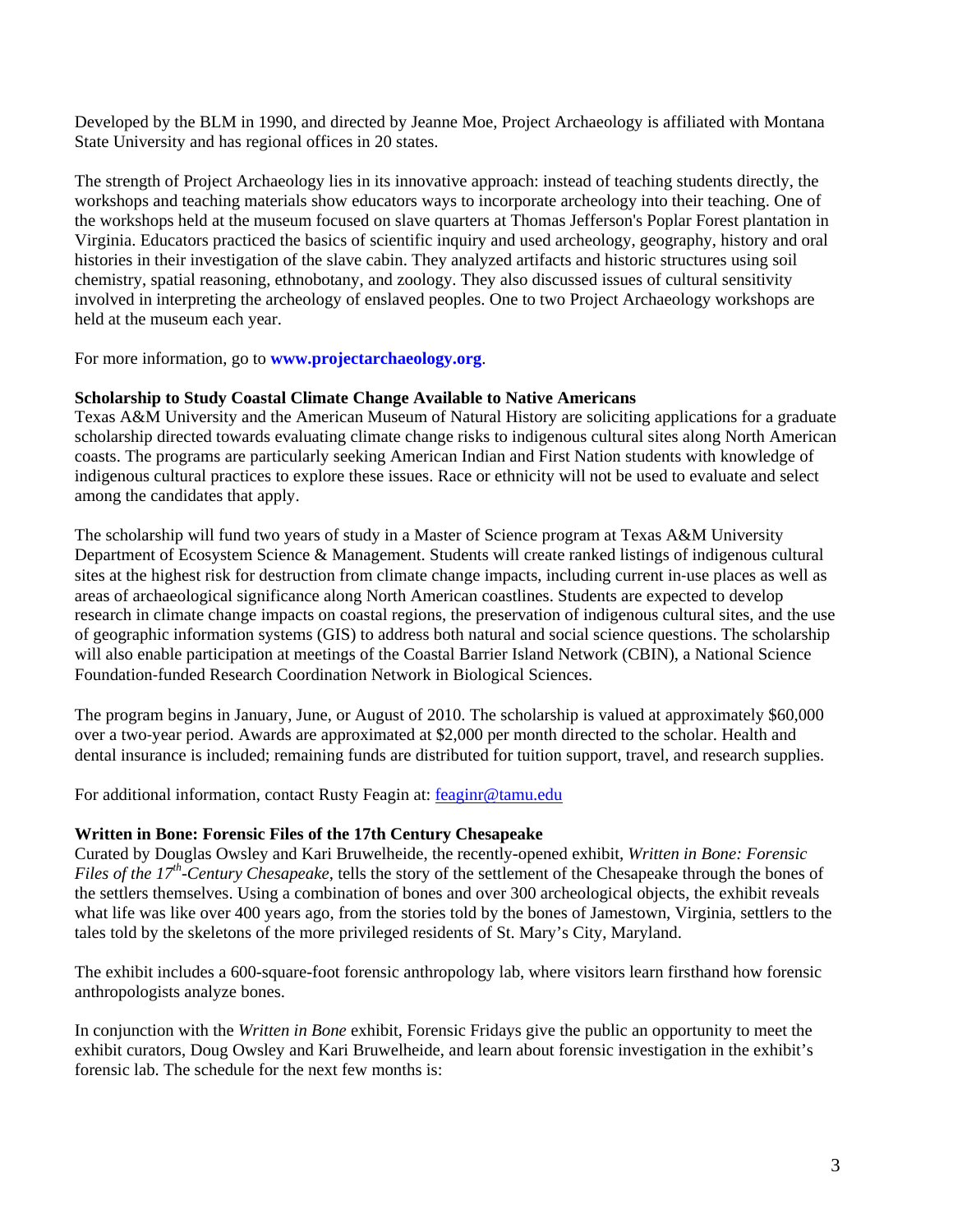Developed by the BLM in 1990, and directed by Jeanne Moe, Project Archaeology is affiliated with Montana State University and has regional offices in 20 states.

The strength of Project Archaeology lies in its innovative approach: instead of teaching students directly, the workshops and teaching materials show educators ways to incorporate archeology into their teaching. One of the workshops held at the museum focused on slave quarters at Thomas Jefferson's Poplar Forest plantation in Virginia. Educators practiced the basics of scientific inquiry and used archeology, geography, history and oral histories in their investigation of the slave cabin. They analyzed artifacts and historic structures using soil chemistry, spatial reasoning, ethnobotany, and zoology. They also discussed issues of cultural sensitivity involved in interpreting the archeology of enslaved peoples. One to two Project Archaeology workshops are held at the museum each year.

For more information, go to **www.projectarchaeology.org**.

**Scholarship to Study Coastal Climate Change Available to Native Americans**

Texas A&M University and the American Museum of Natural History are soliciting applications for a graduate scholarship directed towards evaluating climate change risks to indigenous cultural sites along North American coasts. The programs are particularly seeking American Indian and First Nation students with knowledge of indigenous cultural practices to explore these issues. Race or ethnicity will not be used to evaluate and select among the candidates that apply.

The scholarship will fund two years of study in a Master of Science program at Texas A&M University Department of Ecosystem Science & Management. Students will create ranked listings of indigenous cultural sites at the highest risk for destruction from climate change impacts, including current in-use places as well as areas of archaeological significance along North American coastlines. Students are expected to develop research in climate change impacts on coastal regions, the preservation of indigenous cultural sites, and the use of geographic information systems (GIS) to address both natural and social science questions. The scholarship will also enable participation at meetings of the Coastal Barrier Island Network (CBIN), a National Science Foundation-funded Research Coordination Network in Biological Sciences.

The program begins in January, June, or August of 2010. The scholarship is valued at approximately $60,000 over a two-year period. Awards are approximated at $2,000 per month directed to the scholar. Health and dental insurance is included; remaining funds are distributed for tuition support, travel, and research supplies.

For additional information, contact Rusty Feagin at: feaginr@tamu.edu

**Written in Bone: Forensic Files of the 17th Century Chesapeake**

Curated by Douglas Owsley and Kari Bruwelheide, the recently-opened exhibit, *Written in Bone: Forensic Files of the 17th-Century Chesapeake*, tells the story of the settlement of the Chesapeake through the bones of the settlers themselves. Using a combination of bones and over 300 archeological objects, the exhibit reveals what life was like over 400 years ago, from the stories told by the bones of Jamestown, Virginia, settlers to the tales told by the skeletons of the more privileged residents of St. Mary's City, Maryland.

The exhibit includes a 600-square-foot forensic anthropology lab, where visitors learn firsthand how forensic anthropologists analyze bones.

In conjunction with the *Written in Bone* exhibit, Forensic Fridays give the public an opportunity to meet the exhibit curators, Doug Owsley and Kari Bruwelheide, and learn about forensic investigation in the exhibit's forensic lab. The schedule for the next few months is: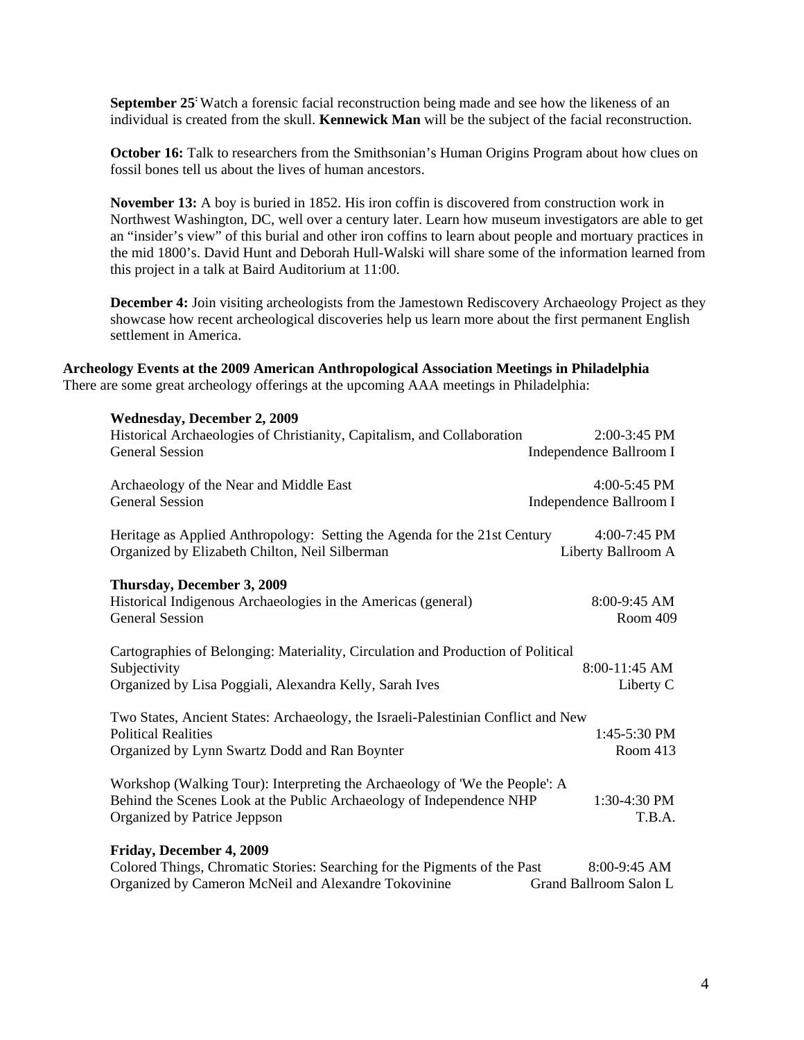**September 25:** Watch a forensic facial reconstruction being made and see how the likeness of an individual is created from the skull. **Kennewick Man** will be the subject of the facial reconstruction.

**October 16:** Talk to researchers from the Smithsonian's Human Origins Program about how clues on fossil bones tell us about the lives of human ancestors.

**November 13:** A boy is buried in 1852. His iron coffin is discovered from construction work in Northwest Washington, DC, well over a century later. Learn how museum investigators are able to get an "insider's view" of this burial and other iron coffins to learn about people and mortuary practices in the mid 1800's. David Hunt and Deborah Hull-Walski will share some of the information learned from this project in a talk at Baird Auditorium at 11:00.

**December 4:** Join visiting archeologists from the Jamestown Rediscovery Archaeology Project as they showcase how recent archeological discoveries help us learn more about the first permanent English settlement in America.

**Archeology Events at the 2009 American Anthropological Association Meetings in Philadelphia**

There are some great archeology offerings at the upcoming AAA meetings in Philadelphia:

**Wednesday, December 2, 2009**

Historical Archaeologies of Christianity, Capitalism, and Collaboration — 2:00-3:45 PM
General Session — Independence Ballroom I

Archaeology of the Near and Middle East — 4:00-5:45 PM
General Session — Independence Ballroom I

Heritage as Applied Anthropology: Setting the Agenda for the 21st Century — 4:00-7:45 PM
Organized by Elizabeth Chilton, Neil Silberman — Liberty Ballroom A

**Thursday, December 3, 2009**

Historical Indigenous Archaeologies in the Americas (general) — 8:00-9:45 AM
General Session — Room 409

Cartographies of Belonging: Materiality, Circulation and Production of Political Subjectivity — 8:00-11:45 AM
Organized by Lisa Poggiali, Alexandra Kelly, Sarah Ives — Liberty C

Two States, Ancient States: Archaeology, the Israeli-Palestinian Conflict and New Political Realities — 1:45-5:30 PM
Organized by Lynn Swartz Dodd and Ran Boynter — Room 413

Workshop (Walking Tour): Interpreting the Archaeology of 'We the People': A Behind the Scenes Look at the Public Archaeology of Independence NHP — 1:30-4:30 PM
Organized by Patrice Jeppson — T.B.A.

**Friday, December 4, 2009**

Colored Things, Chromatic Stories: Searching for the Pigments of the Past — 8:00-9:45 AM
Organized by Cameron McNeil and Alexandre Tokovinine — Grand Ballroom Salon L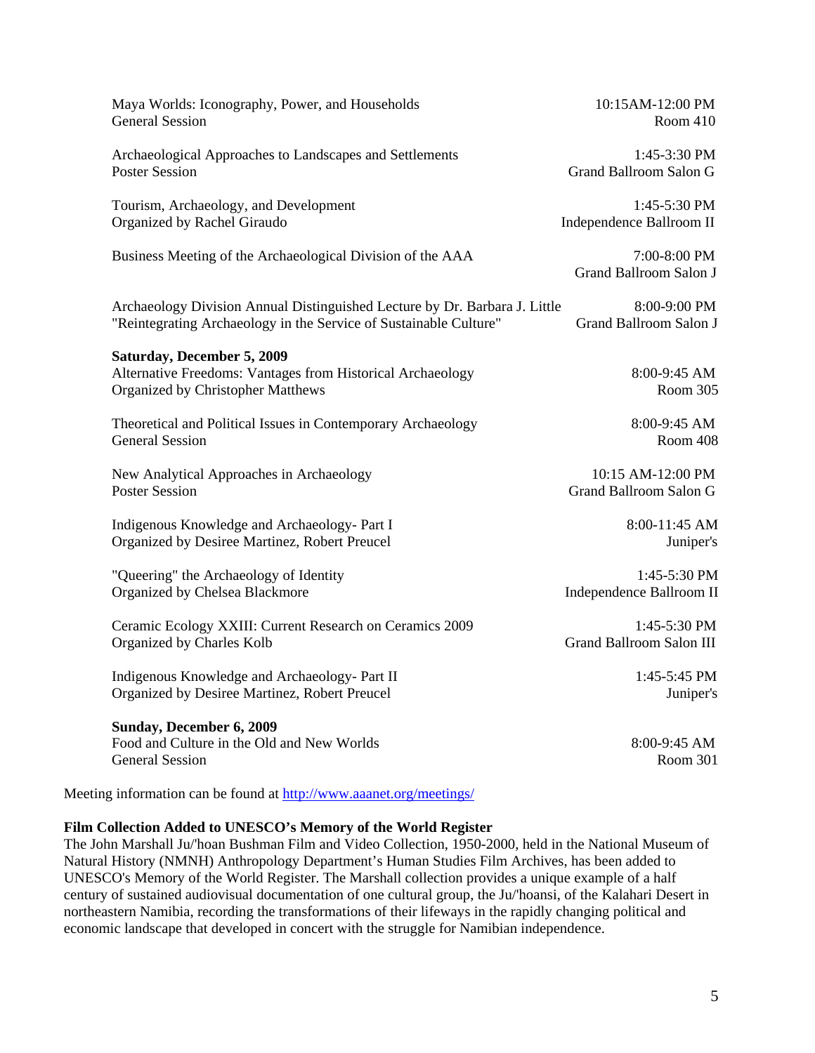Maya Worlds: Iconography, Power, and Households
General Session

10:15AM-12:00 PM
Room 410

Archaeological Approaches to Landscapes and Settlements
Poster Session

1:45-3:30 PM
Grand Ballroom Salon G

Tourism, Archaeology, and Development
Organized by Rachel Giraudo

1:45-5:30 PM
Independence Ballroom II

Business Meeting of the Archaeological Division of the AAA

7:00-8:00 PM
Grand Ballroom Salon J

Archaeology Division Annual Distinguished Lecture by Dr. Barbara J. Little
"Reintegrating Archaeology in the Service of Sustainable Culture"

8:00-9:00 PM
Grand Ballroom Salon J

**Saturday, December 5, 2009**

Alternative Freedoms: Vantages from Historical Archaeology
Organized by Christopher Matthews

8:00-9:45 AM
Room 305

Theoretical and Political Issues in Contemporary Archaeology
General Session

8:00-9:45 AM
Room 408

New Analytical Approaches in Archaeology
Poster Session

10:15 AM-12:00 PM
Grand Ballroom Salon G

Indigenous Knowledge and Archaeology- Part I
Organized by Desiree Martinez, Robert Preucel

8:00-11:45 AM
Juniper's

"Queering" the Archaeology of Identity
Organized by Chelsea Blackmore

1:45-5:30 PM
Independence Ballroom II

Ceramic Ecology XXIII: Current Research on Ceramics 2009
Organized by Charles Kolb

1:45-5:30 PM
Grand Ballroom Salon III

Indigenous Knowledge and Archaeology- Part II
Organized by Desiree Martinez, Robert Preucel

1:45-5:45 PM
Juniper's

**Sunday, December 6, 2009**

Food and Culture in the Old and New Worlds
General Session

8:00-9:45 AM
Room 301

Meeting information can be found at http://www.aaanet.org/meetings/

**Film Collection Added to UNESCO's Memory of the World Register**

The John Marshall Ju/'hoan Bushman Film and Video Collection, 1950-2000, held in the National Museum of Natural History (NMNH) Anthropology Department's Human Studies Film Archives, has been added to UNESCO's Memory of the World Register. The Marshall collection provides a unique example of a half century of sustained audiovisual documentation of one cultural group, the Ju/'hoansi, of the Kalahari Desert in northeastern Namibia, recording the transformations of their lifeways in the rapidly changing political and economic landscape that developed in concert with the struggle for Namibian independence.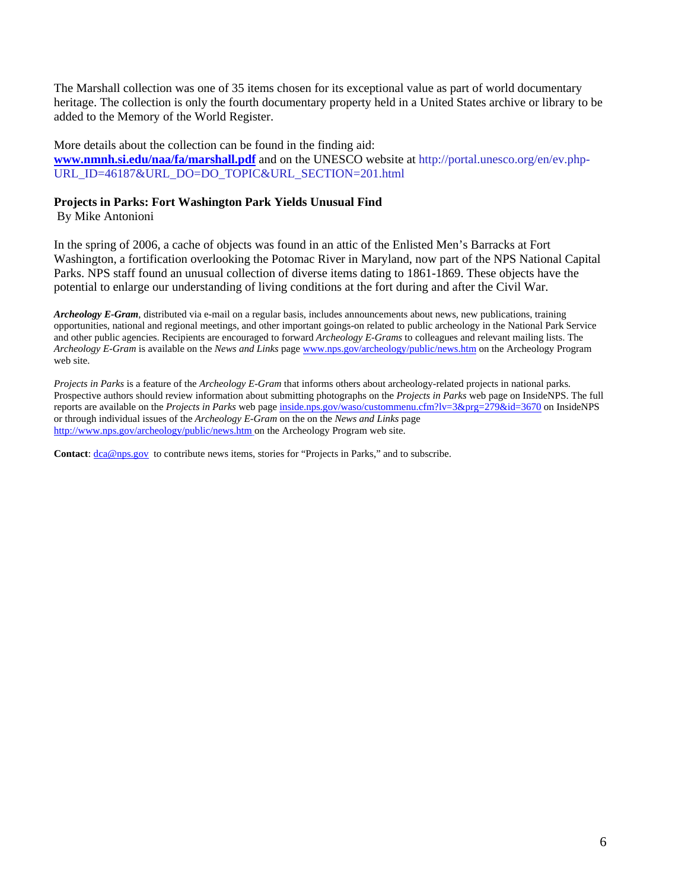The Marshall collection was one of 35 items chosen for its exceptional value as part of world documentary heritage. The collection is only the fourth documentary property held in a United States archive or library to be added to the Memory of the World Register.

More details about the collection can be found in the finding aid: **www.nmnh.si.edu/naa/fa/marshall.pdf** and on the UNESCO website at http://portal.unesco.org/en/ev.php-URL_ID=46187&URL_DO=DO_TOPIC&URL_SECTION=201.html

**Projects in Parks: Fort Washington Park Yields Unusual Find**
By Mike Antonioni

In the spring of 2006, a cache of objects was found in an attic of the Enlisted Men's Barracks at Fort Washington, a fortification overlooking the Potomac River in Maryland, now part of the NPS National Capital Parks. NPS staff found an unusual collection of diverse items dating to 1861-1869. These objects have the potential to enlarge our understanding of living conditions at the fort during and after the Civil War.

***Archeology E-Gram***, distributed via e-mail on a regular basis, includes announcements about news, new publications, training opportunities, national and regional meetings, and other important goings-on related to public archeology in the National Park Service and other public agencies. Recipients are encouraged to forward *Archeology E-Grams* to colleagues and relevant mailing lists. The *Archeology E-Gram* is available on the *News and Links* page www.nps.gov/archeology/public/news.htm on the Archeology Program web site.

*Projects in Parks* is a feature of the *Archeology E-Gram* that informs others about archeology-related projects in national parks. Prospective authors should review information about submitting photographs on the *Projects in Parks* web page on InsideNPS. The full reports are available on the *Projects in Parks* web page inside.nps.gov/waso/custommenu.cfm?lv=3&prg=279&id=3670 on InsideNPS or through individual issues of the *Archeology E-Gram* on the on the *News and Links* page http://www.nps.gov/archeology/public/news.htm on the Archeology Program web site.

**Contact**: dca@nps.gov to contribute news items, stories for "Projects in Parks," and to subscribe.